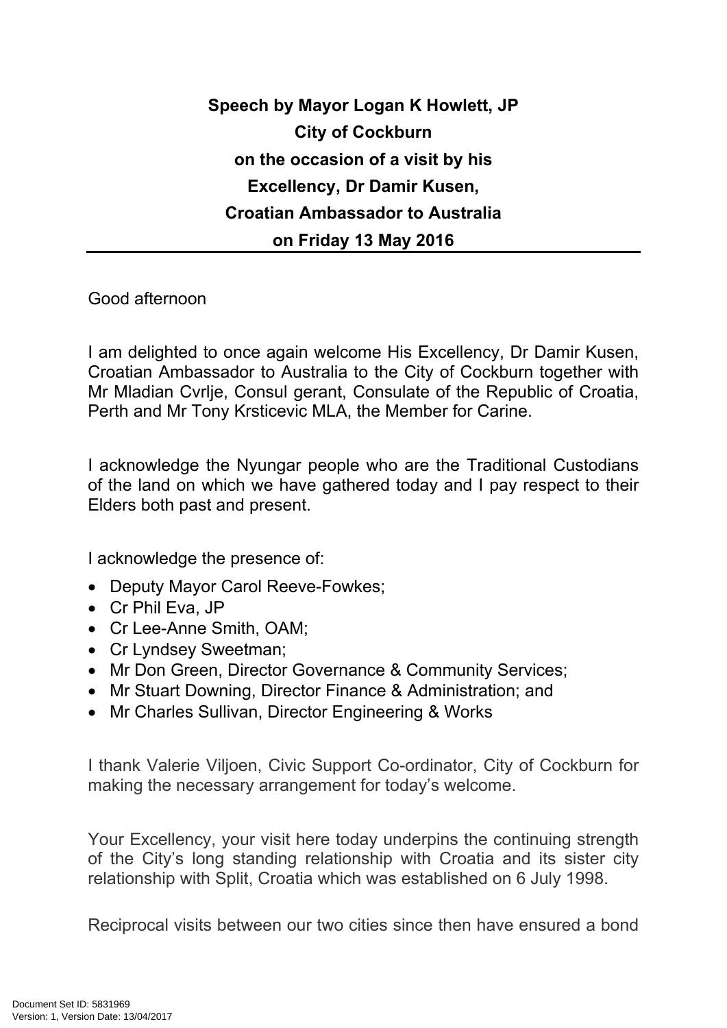**Speech by Mayor Logan K Howlett, JP**
**City of Cockburn**
**on the occasion of a visit by his**
**Excellency, Dr Damir Kusen,**
**Croatian Ambassador to Australia**
**on Friday 13 May 2016**

---

Good afternoon

I am delighted to once again welcome His Excellency, Dr Damir Kusen, Croatian Ambassador to Australia to the City of Cockburn together with Mr Mladian Cvrlje, Consul gerant, Consulate of the Republic of Croatia, Perth and Mr Tony Krsticevic MLA, the Member for Carine.

I acknowledge the Nyungar people who are the Traditional Custodians of the land on which we have gathered today and I pay respect to their Elders both past and present.

I acknowledge the presence of:

- Deputy Mayor Carol Reeve-Fowkes;
- Cr Phil Eva, JP
- Cr Lee-Anne Smith, OAM;
- Cr Lyndsey Sweetman;
- Mr Don Green, Director Governance & Community Services;
- Mr Stuart Downing, Director Finance & Administration; and
- Mr Charles Sullivan, Director Engineering & Works

I thank Valerie Viljoen, Civic Support Co-ordinator, City of Cockburn for making the necessary arrangement for today's welcome.

Your Excellency, your visit here today underpins the continuing strength of the City's long standing relationship with Croatia and its sister city relationship with Split, Croatia which was established on 6 July 1998.

Reciprocal visits between our two cities since then have ensured a bond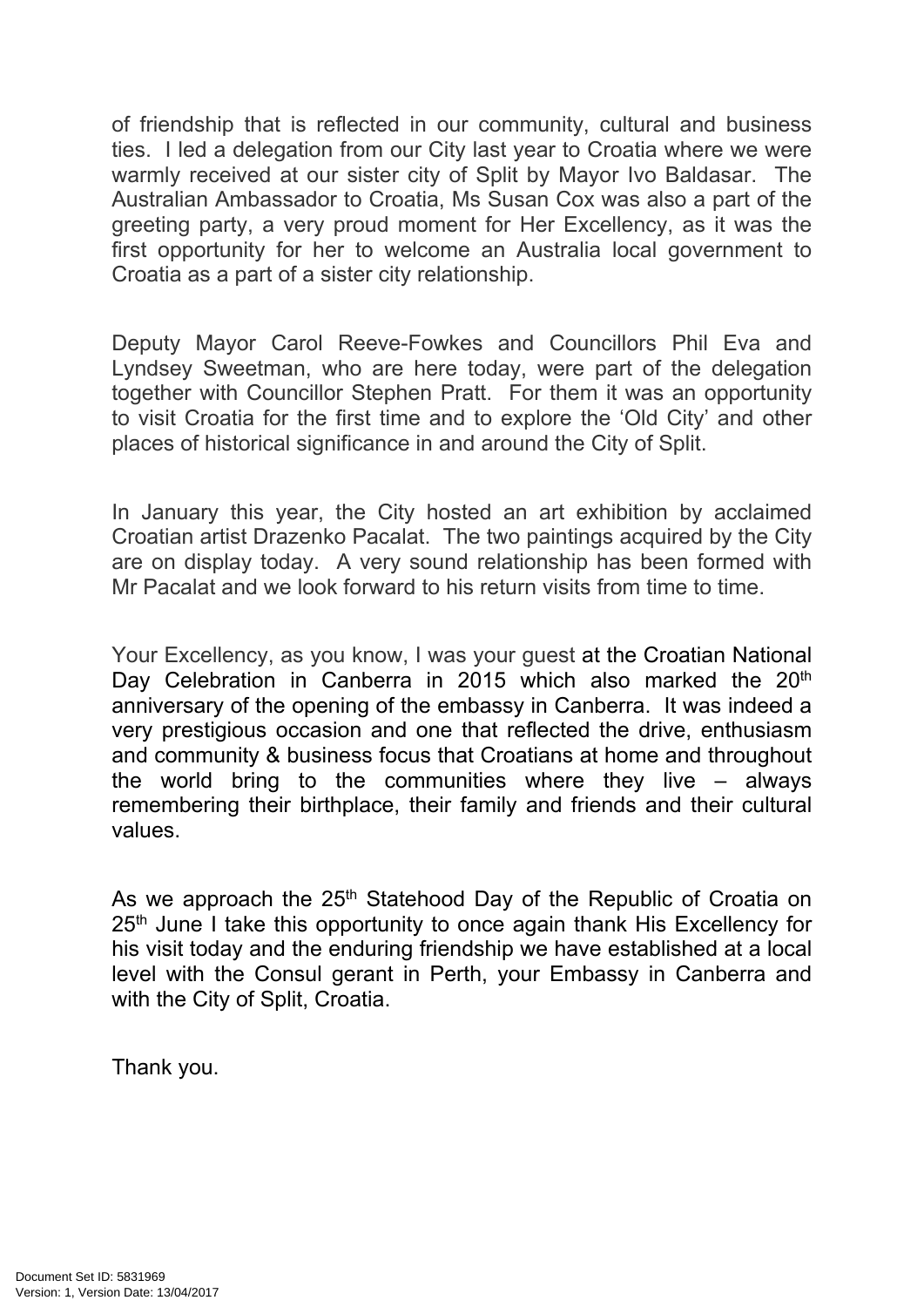of friendship that is reflected in our community, cultural and business ties. I led a delegation from our City last year to Croatia where we were warmly received at our sister city of Split by Mayor Ivo Baldasar. The Australian Ambassador to Croatia, Ms Susan Cox was also a part of the greeting party, a very proud moment for Her Excellency, as it was the first opportunity for her to welcome an Australia local government to Croatia as a part of a sister city relationship.

Deputy Mayor Carol Reeve-Fowkes and Councillors Phil Eva and Lyndsey Sweetman, who are here today, were part of the delegation together with Councillor Stephen Pratt. For them it was an opportunity to visit Croatia for the first time and to explore the 'Old City' and other places of historical significance in and around the City of Split.

In January this year, the City hosted an art exhibition by acclaimed Croatian artist Drazenko Pacalat. The two paintings acquired by the City are on display today. A very sound relationship has been formed with Mr Pacalat and we look forward to his return visits from time to time.

Your Excellency, as you know, I was your guest at the Croatian National Day Celebration in Canberra in 2015 which also marked the 20th anniversary of the opening of the embassy in Canberra. It was indeed a very prestigious occasion and one that reflected the drive, enthusiasm and community & business focus that Croatians at home and throughout the world bring to the communities where they live – always remembering their birthplace, their family and friends and their cultural values.

As we approach the 25th Statehood Day of the Republic of Croatia on 25th June I take this opportunity to once again thank His Excellency for his visit today and the enduring friendship we have established at a local level with the Consul gerant in Perth, your Embassy in Canberra and with the City of Split, Croatia.

Thank you.

Document Set ID: 5831969
Version: 1, Version Date: 13/04/2017